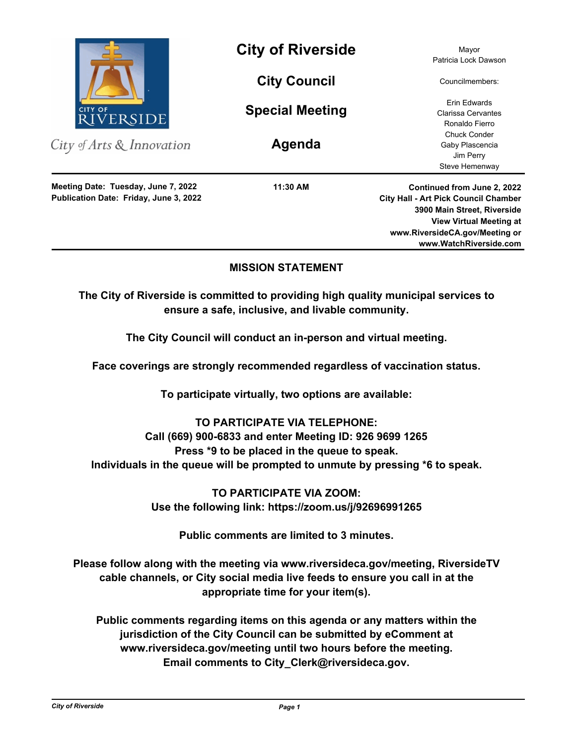City of Arts & Innovation

# City of Riverside

## City Council

## Special Meeting

## Agenda

Mayor
Patricia Lock Dawson

Councilmembers:

Erin Edwards
Clarissa Cervantes
Ronaldo Fierro
Chuck Conder
Gaby Plascencia
Jim Perry
Steve Hemenway

**Meeting Date: Tuesday, June 7, 2022**
**Publication Date: Friday, June 3, 2022**

**11:30 AM**

**Continued from June 2, 2022**
**City Hall - Art Pick Council Chamber**
**3900 Main Street, Riverside**
**View Virtual Meeting at**
**www.RiversideCA.gov/Meeting or**
**www.WatchRiverside.com**

---

### MISSION STATEMENT

**The City of Riverside is committed to providing high quality municipal services to ensure a safe, inclusive, and livable community.**

**The City Council will conduct an in-person and virtual meeting.**

**Face coverings are strongly recommended regardless of vaccination status.**

**To participate virtually, two options are available:**

**TO PARTICIPATE VIA TELEPHONE:**
**Call (669) 900-6833 and enter Meeting ID: 926 9699 1265**
**Press *9 to be placed in the queue to speak.**
**Individuals in the queue will be prompted to unmute by pressing *6 to speak.**

**TO PARTICIPATE VIA ZOOM:**
**Use the following link: https://zoom.us/j/92696991265**

**Public comments are limited to 3 minutes.**

**Please follow along with the meeting via www.riversideca.gov/meeting, RiversideTV cable channels, or City social media live feeds to ensure you call in at the appropriate time for your item(s).**

**Public comments regarding items on this agenda or any matters within the jurisdiction of the City Council can be submitted by eComment at www.riversideca.gov/meeting until two hours before the meeting. Email comments to City_Clerk@riversideca.gov.**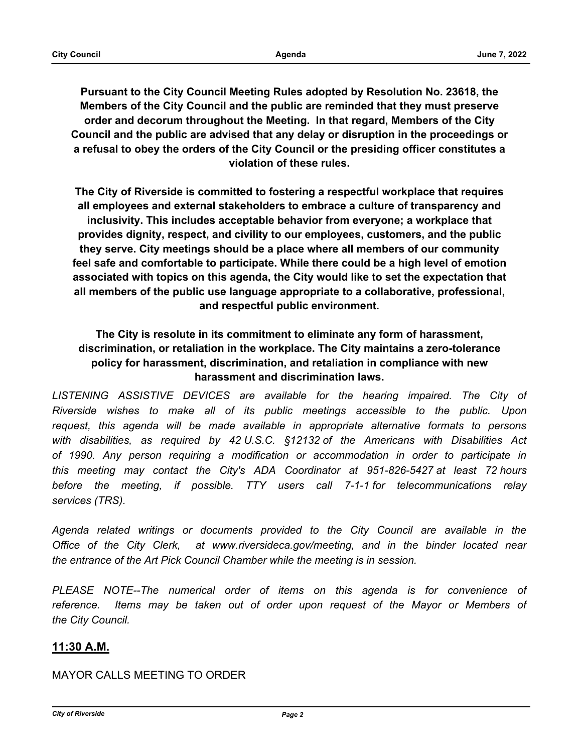**Pursuant to the City Council Meeting Rules adopted by Resolution No. 23618, the Members of the City Council and the public are reminded that they must preserve order and decorum throughout the Meeting. In that regard, Members of the City Council and the public are advised that any delay or disruption in the proceedings or a refusal to obey the orders of the City Council or the presiding officer constitutes a violation of these rules.**

**The City of Riverside is committed to fostering a respectful workplace that requires all employees and external stakeholders to embrace a culture of transparency and inclusivity. This includes acceptable behavior from everyone; a workplace that provides dignity, respect, and civility to our employees, customers, and the public they serve. City meetings should be a place where all members of our community feel safe and comfortable to participate. While there could be a high level of emotion associated with topics on this agenda, the City would like to set the expectation that all members of the public use language appropriate to a collaborative, professional, and respectful public environment.**

**The City is resolute in its commitment to eliminate any form of harassment, discrimination, or retaliation in the workplace. The City maintains a zero-tolerance policy for harassment, discrimination, and retaliation in compliance with new harassment and discrimination laws.**

*LISTENING ASSISTIVE DEVICES are available for the hearing impaired. The City of Riverside wishes to make all of its public meetings accessible to the public. Upon request, this agenda will be made available in appropriate alternative formats to persons with disabilities, as required by 42 U.S.C. §12132 of the Americans with Disabilities Act of 1990. Any person requiring a modification or accommodation in order to participate in this meeting may contact the City's ADA Coordinator at 951-826-5427 at least 72 hours before the meeting, if possible. TTY users call 7-1-1 for telecommunications relay services (TRS).*

*Agenda related writings or documents provided to the City Council are available in the Office of the City Clerk, at www.riversideca.gov/meeting, and in the binder located near the entrance of the Art Pick Council Chamber while the meeting is in session.*

*PLEASE NOTE--The numerical order of items on this agenda is for convenience of reference. Items may be taken out of order upon request of the Mayor or Members of the City Council.*

## 11:30 A.M.

MAYOR CALLS MEETING TO ORDER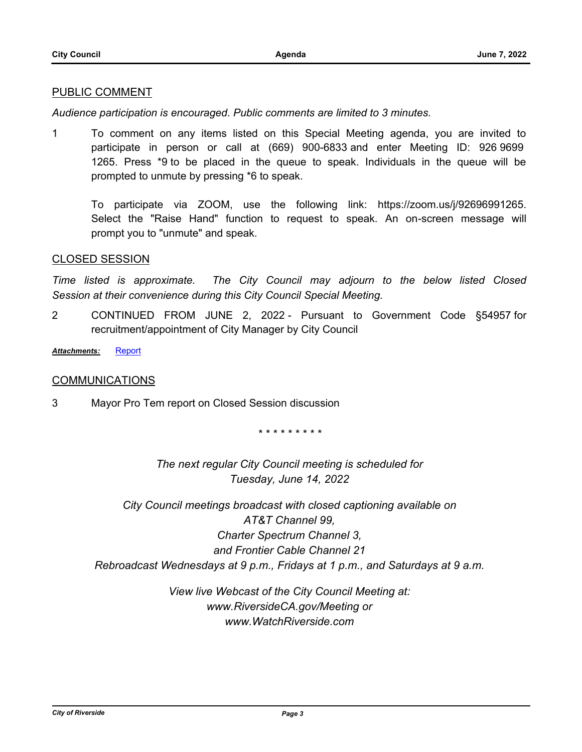## PUBLIC COMMENT

*Audience participation is encouraged. Public comments are limited to 3 minutes.*

1 To comment on any items listed on this Special Meeting agenda, you are invited to participate in person or call at (669) 900-6833 and enter Meeting ID: 926 9699 1265. Press *9 to be placed in the queue to speak. Individuals in the queue will be prompted to unmute by pressing *6 to speak.

To participate via ZOOM, use the following link: https://zoom.us/j/92696991265. Select the "Raise Hand" function to request to speak. An on-screen message will prompt you to "unmute" and speak.

## CLOSED SESSION

*Time listed is approximate. The City Council may adjourn to the below listed Closed Session at their convenience during this City Council Special Meeting.*

2 CONTINUED FROM JUNE 2, 2022 - Pursuant to Government Code §54957 for recruitment/appointment of City Manager by City Council

***Attachments:*** Report

## COMMUNICATIONS

3 Mayor Pro Tem report on Closed Session discussion

\* \* \* \* \* \* \* \* \*

*The next regular City Council meeting is scheduled for Tuesday, June 14, 2022*

*City Council meetings broadcast with closed captioning available on AT&T Channel 99, Charter Spectrum Channel 3, and Frontier Cable Channel 21*
*Rebroadcast Wednesdays at 9 p.m., Fridays at 1 p.m., and Saturdays at 9 a.m.*

*View live Webcast of the City Council Meeting at: www.RiversideCA.gov/Meeting or www.WatchRiverside.com*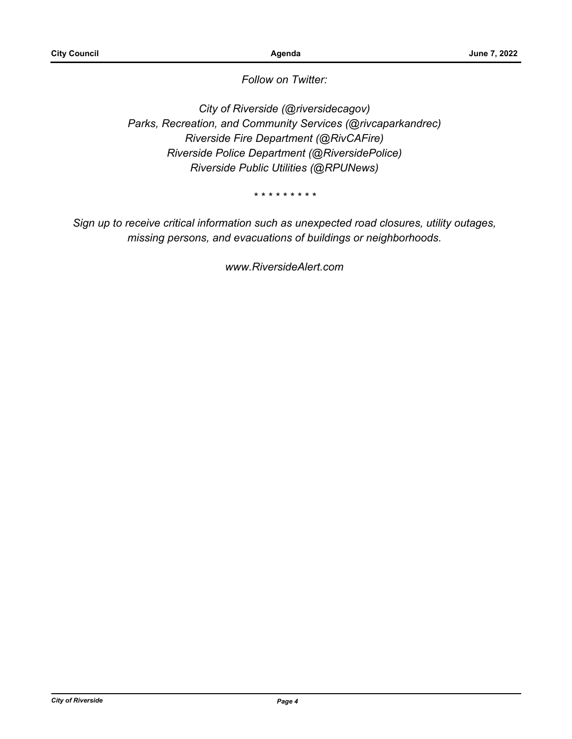*Follow on Twitter:*

*City of Riverside (@riversidecagov)*
*Parks, Recreation, and Community Services (@rivcaparkandrec)*
*Riverside Fire Department (@RivCAFire)*
*Riverside Police Department (@RiversidePolice)*
*Riverside Public Utilities (@RPUNews)*

\* \* \* \* \* \* \* \* \*

*Sign up to receive critical information such as unexpected road closures, utility outages, missing persons, and evacuations of buildings or neighborhoods.*

*www.RiversideAlert.com*